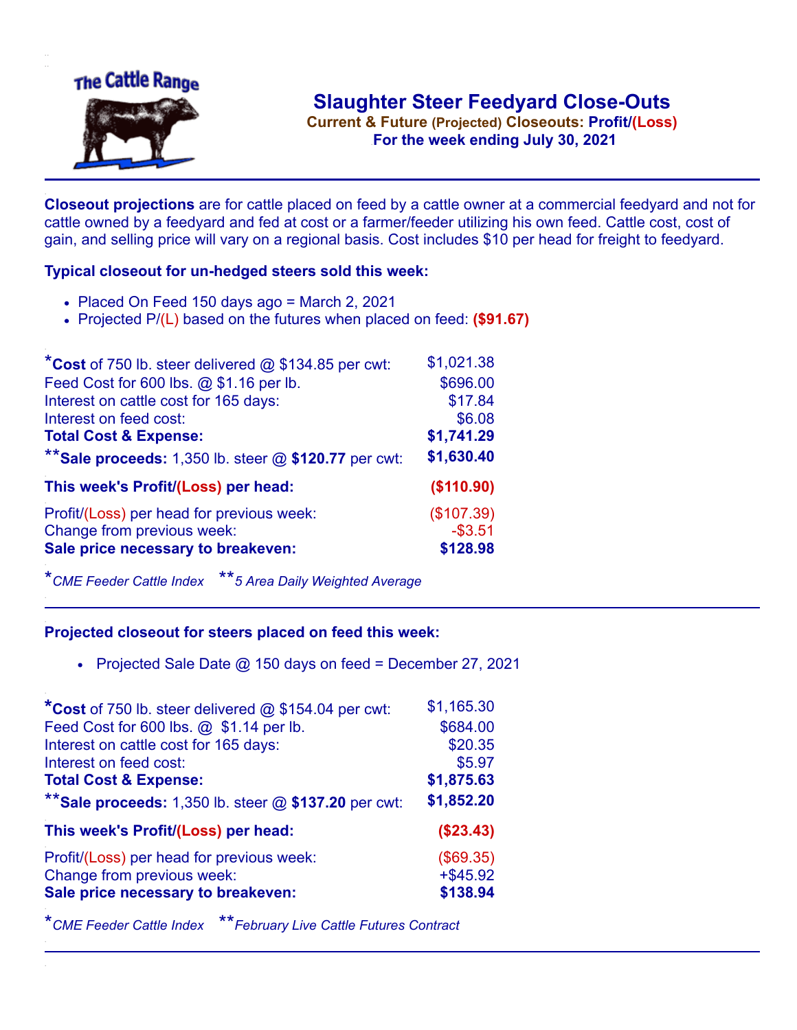# Slaughter Steer Feedyard Close-Outs

**Current & Future (Projected) Closeouts: Profit/(Loss)**
**For the week ending July 30, 2021**

**Closeout projections** are for cattle placed on feed by a cattle owner at a commercial feedyard and not for cattle owned by a feedyard and fed at cost or a farmer/feeder utilizing his own feed. Cattle cost, cost of gain, and selling price will vary on a regional basis. Cost includes $10 per head for freight to feedyard.

### Typical closeout for un-hedged steers sold this week:

- Placed On Feed 150 days ago = March 2, 2021
- Projected P/(L) based on the futures when placed on feed: **($91.67)**

| | |
|---|---|
| *__Cost__ of 750 lb. steer delivered @ $134.85 per cwt: | $1,021.38 |
| Feed Cost for 600 lbs. @ $1.16 per lb. | $696.00 |
| Interest on cattle cost for 165 days: | $17.84 |
| Interest on feed cost: | $6.08 |
| **Total Cost & Expense:** | **$1,741.29** |
| **__Sale proceeds:__ 1,350 lb. steer @ **$120.77** per cwt: | **$1,630.40** |
| **This week's Profit/(Loss) per head:** | **($110.90)** |
| Profit/(Loss) per head for previous week: | ($107.39) |
| Change from previous week: | -$3.51 |
| **Sale price necessary to breakeven:** | **$128.98** |

*CME Feeder Cattle Index **5 Area Daily Weighted Average

### Projected closeout for steers placed on feed this week:

- Projected Sale Date @ 150 days on feed = December 27, 2021

| | |
|---|---|
| *__Cost__ of 750 lb. steer delivered @ $154.04 per cwt: | $1,165.30 |
| Feed Cost for 600 lbs. @ $1.14 per lb. | $684.00 |
| Interest on cattle cost for 165 days: | $20.35 |
| Interest on feed cost: | $5.97 |
| **Total Cost & Expense:** | **$1,875.63** |
| **__Sale proceeds:__ 1,350 lb. steer @ **$137.20** per cwt: | **$1,852.20** |
| **This week's Profit/(Loss) per head:** | **($23.43)** |
| Profit/(Loss) per head for previous week: | ($69.35) |
| Change from previous week: | +$45.92 |
| **Sale price necessary to breakeven:** | **$138.94** |

*CME Feeder Cattle Index **February Live Cattle Futures Contract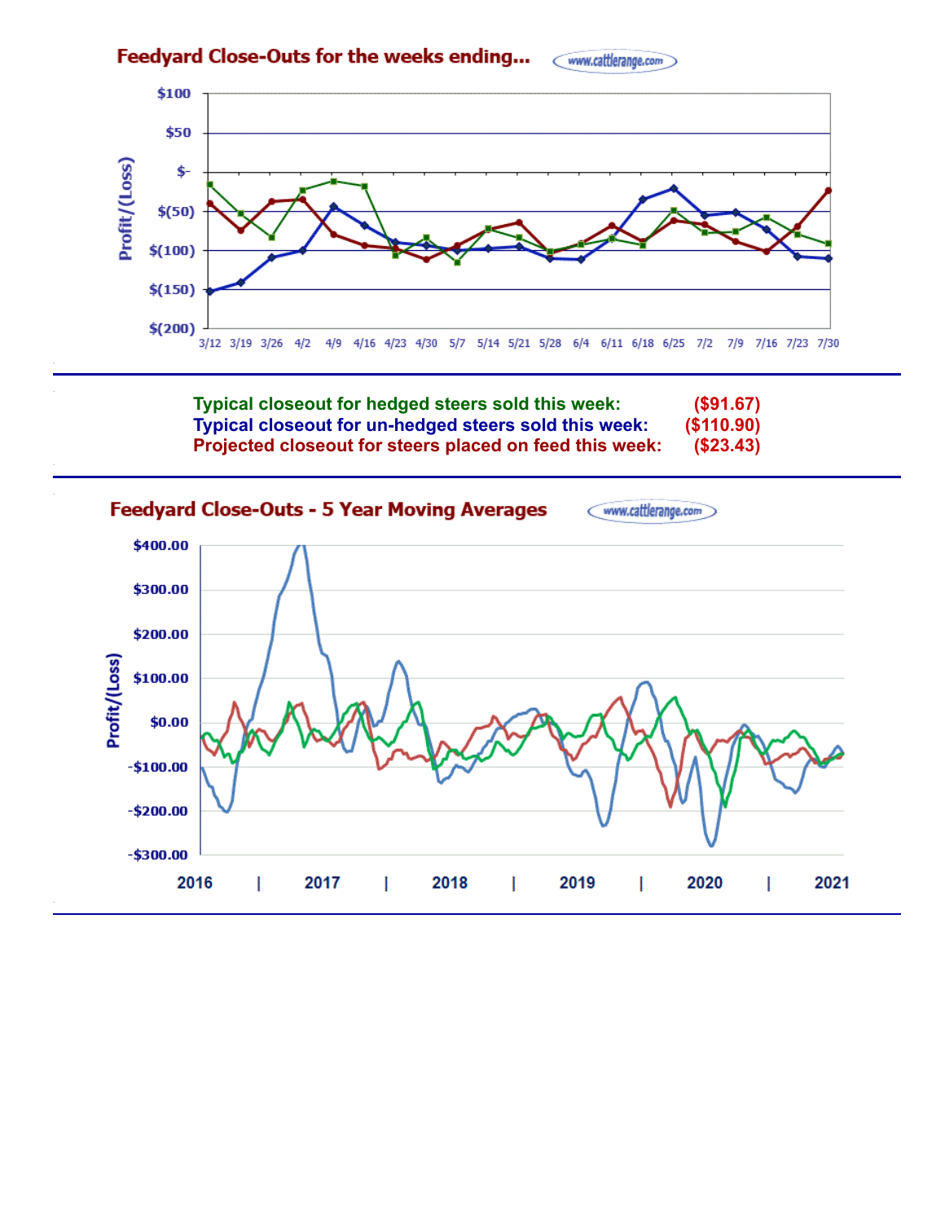## Feedyard Close-Outs for the weeks ending...

www.cattlerange.com

Profit/(Loss)

$100
$50
$-
$(50)
$(100)
$(150)
$(200)

3/12 3/19 3/26 4/2 4/9 4/16 4/23 4/30 5/7 5/14 5/21 5/28 6/4 6/11 6/18 6/25 7/2 7/9 7/16 7/23 7/30

---

**Typical closeout for hedged steers sold this week: ($91.67)**
**Typical closeout for un-hedged steers sold this week: ($110.90)**
**Projected closeout for steers placed on feed this week: ($23.43)**

---

## Feedyard Close-Outs - 5 Year Moving Averages

www.cattlerange.com

Profit/(Loss)

$400.00
$300.00
$200.00
$100.00
$0.00
-$100.00
-$200.00
-$300.00

2016 | 2017 | 2018 | 2019 | 2020 | 2021